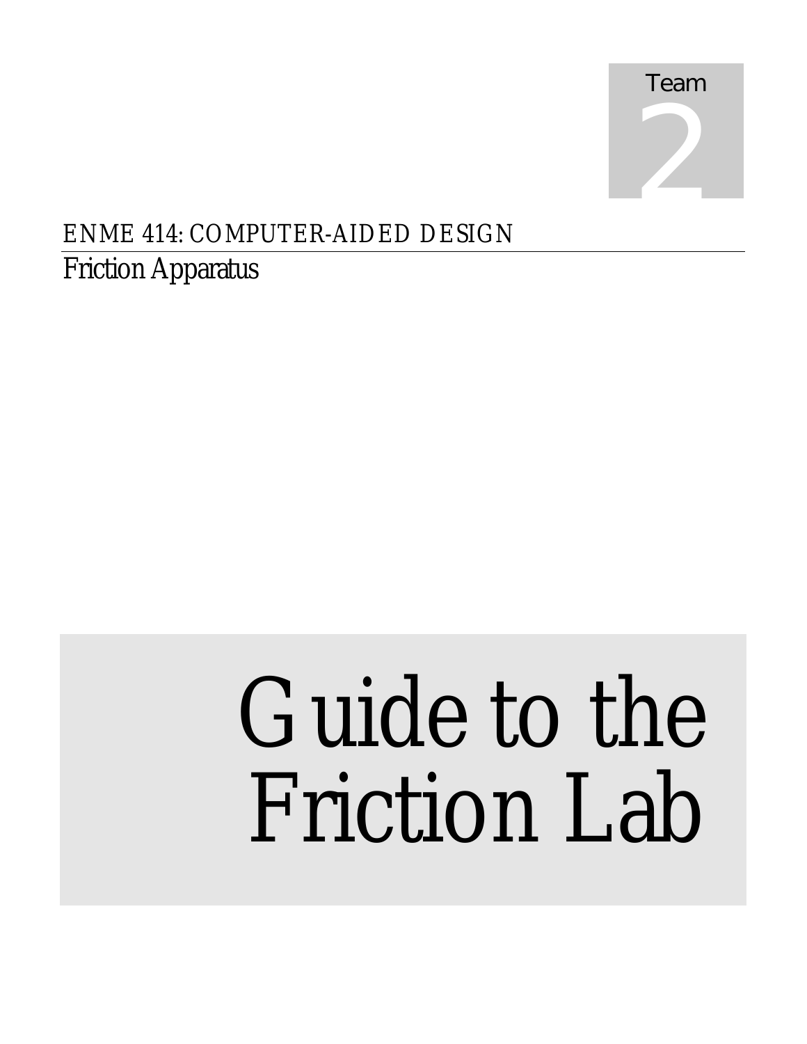Team

2

ENME 414: COMPUTER-AIDED DESIGN

Friction Apparatus

# Guide to the Friction Lab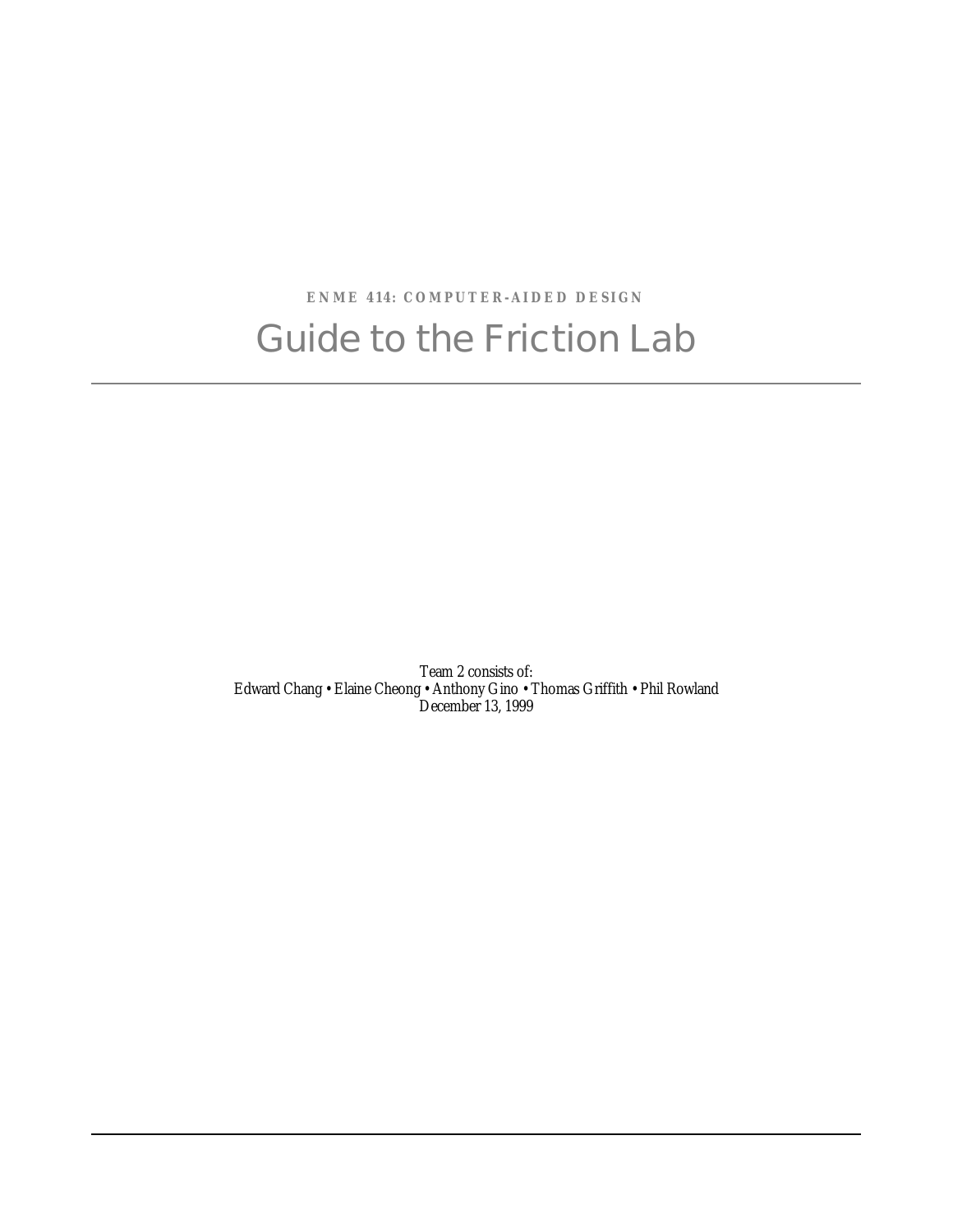**ENME 414: COMPUTER-AIDED DESIGN**

# Guide to the Friction Lab

Team 2 consists of:
Edward Chang • Elaine Cheong • Anthony Gino • Thomas Griffith • Phil Rowland
December 13, 1999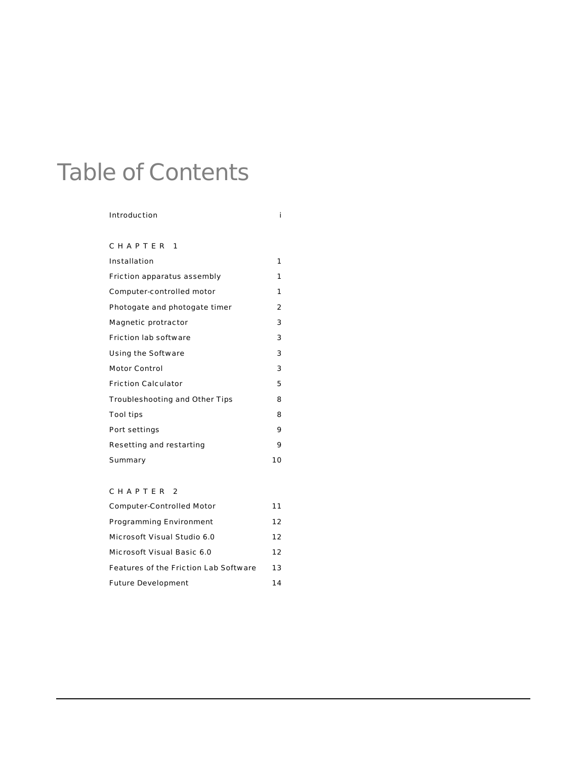# Table of Contents

| | |
|---|---|
| Introduction | i |
| **CHAPTER 1** | |
| Installation | 1 |
| Friction apparatus assembly | 1 |
| Computer-controlled motor | 1 |
| Photogate and photogate timer | 2 |
| Magnetic protractor | 3 |
| Friction lab software | 3 |
| Using the Software | 3 |
| Motor Control | 3 |
| Friction Calculator | 5 |
| Troubleshooting and Other Tips | 8 |
| Tool tips | 8 |
| Port settings | 9 |
| Resetting and restarting | 9 |
| Summary | 10 |
| **CHAPTER 2** | |
| Computer-Controlled Motor | 11 |
| Programming Environment | 12 |
| Microsoft Visual Studio 6.0 | 12 |
| Microsoft Visual Basic 6.0 | 12 |
| Features of the Friction Lab Software | 13 |
| Future Development | 14 |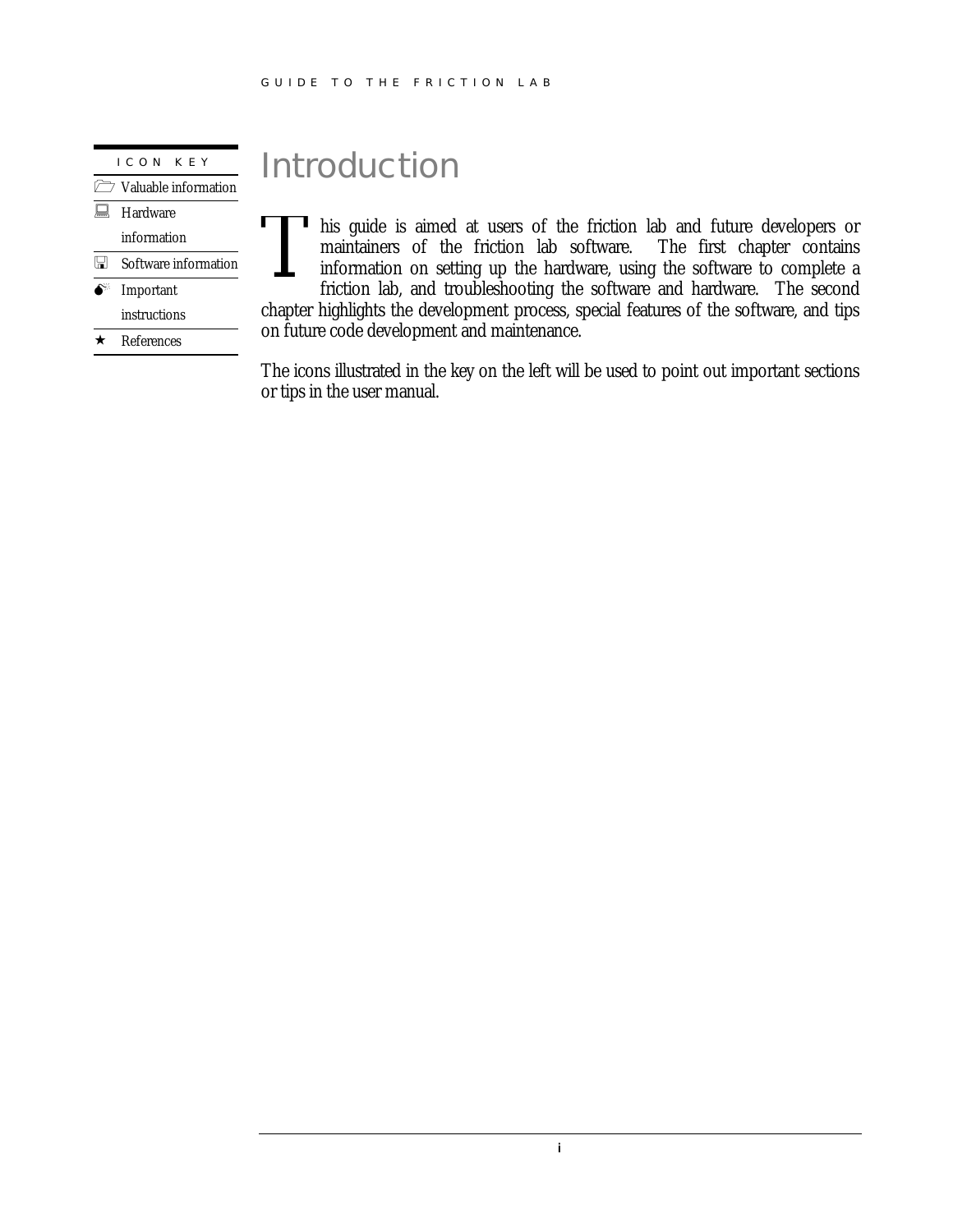| ICON KEY | |
|---|---|
| 🗁 | Valuable information |
| 💻 | Hardware information |
| 🖫 | Software information |
| 💣 | Important instructions |
| ★ | References |

# Introduction

This guide is aimed at users of the friction lab and future developers or maintainers of the friction lab software. The first chapter contains information on setting up the hardware, using the software to complete a friction lab, and troubleshooting the software and hardware. The second chapter highlights the development process, special features of the software, and tips on future code development and maintenance.

The icons illustrated in the key on the left will be used to point out important sections or tips in the user manual.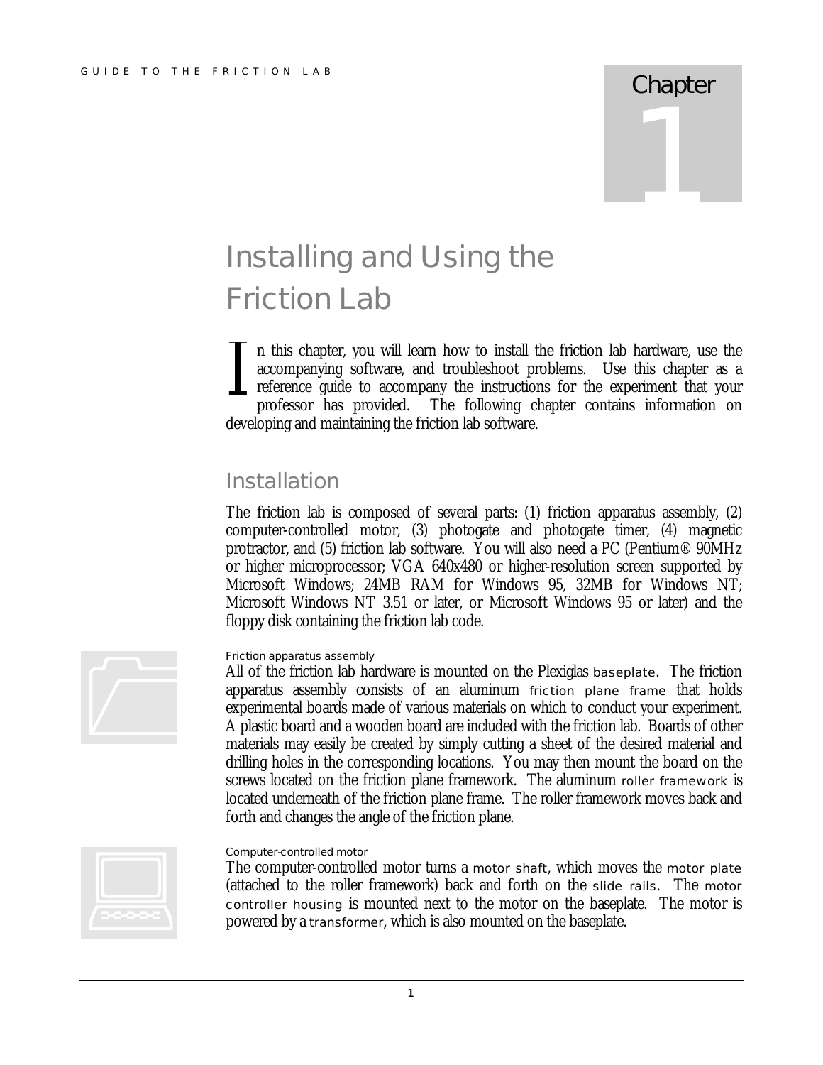# Chapter 1

# Installing and Using the Friction Lab

In this chapter, you will learn how to install the friction lab hardware, use the accompanying software, and troubleshoot problems. Use this chapter as a reference guide to accompany the instructions for the experiment that your professor has provided. The following chapter contains information on developing and maintaining the friction lab software.

## Installation

The friction lab is composed of several parts: (1) friction apparatus assembly, (2) computer-controlled motor, (3) photogate and photogate timer, (4) magnetic protractor, and (5) friction lab software. You will also need a PC (Pentium® 90MHz or higher microprocessor; VGA 640x480 or higher-resolution screen supported by Microsoft Windows; 24MB RAM for Windows 95, 32MB for Windows NT; Microsoft Windows NT 3.51 or later, or Microsoft Windows 95 or later) and the floppy disk containing the friction lab code.

### Friction apparatus assembly

All of the friction lab hardware is mounted on the Plexiglas baseplate. The friction apparatus assembly consists of an aluminum friction plane frame that holds experimental boards made of various materials on which to conduct your experiment. A plastic board and a wooden board are included with the friction lab. Boards of other materials may easily be created by simply cutting a sheet of the desired material and drilling holes in the corresponding locations. You may then mount the board on the screws located on the friction plane framework. The aluminum roller framework is located underneath of the friction plane frame. The roller framework moves back and forth and changes the angle of the friction plane.

### Computer-controlled motor

The computer-controlled motor turns a motor shaft, which moves the motor plate (attached to the roller framework) back and forth on the slide rails. The motor controller housing is mounted next to the motor on the baseplate. The motor is powered by a transformer, which is also mounted on the baseplate.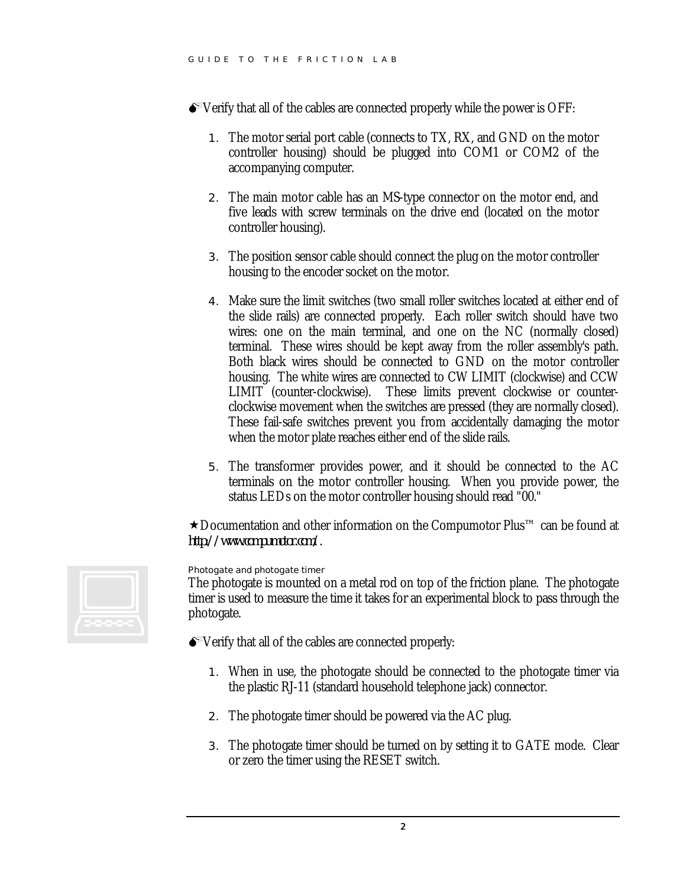Verify that all of the cables are connected properly while the power is OFF:

1. The motor serial port cable (connects to TX, RX, and GND on the motor controller housing) should be plugged into COM1 or COM2 of the accompanying computer.

2. The main motor cable has an MS-type connector on the motor end, and five leads with screw terminals on the drive end (located on the motor controller housing).

3. The position sensor cable should connect the plug on the motor controller housing to the encoder socket on the motor.

4. Make sure the limit switches (two small roller switches located at either end of the slide rails) are connected properly. Each roller switch should have two wires: one on the main terminal, and one on the NC (normally closed) terminal. These wires should be kept away from the roller assembly's path. Both black wires should be connected to GND on the motor controller housing. The white wires are connected to CW LIMIT (clockwise) and CCW LIMIT (counter-clockwise). These limits prevent clockwise or counter-clockwise movement when the switches are pressed (they are normally closed). These fail-safe switches prevent you from accidentally damaging the motor when the motor plate reaches either end of the slide rails.

5. The transformer provides power, and it should be connected to the AC terminals on the motor controller housing. When you provide power, the status LEDs on the motor controller housing should read "00."

★ Documentation and other information on the Compumotor Plus™ can be found at http://www.compumotor.com/.

#### Photogate and photogate timer

The photogate is mounted on a metal rod on top of the friction plane. The photogate timer is used to measure the time it takes for an experimental block to pass through the photogate.

Verify that all of the cables are connected properly:

1. When in use, the photogate should be connected to the photogate timer via the plastic RJ-11 (standard household telephone jack) connector.

2. The photogate timer should be powered via the AC plug.

3. The photogate timer should be turned on by setting it to GATE mode. Clear or zero the timer using the RESET switch.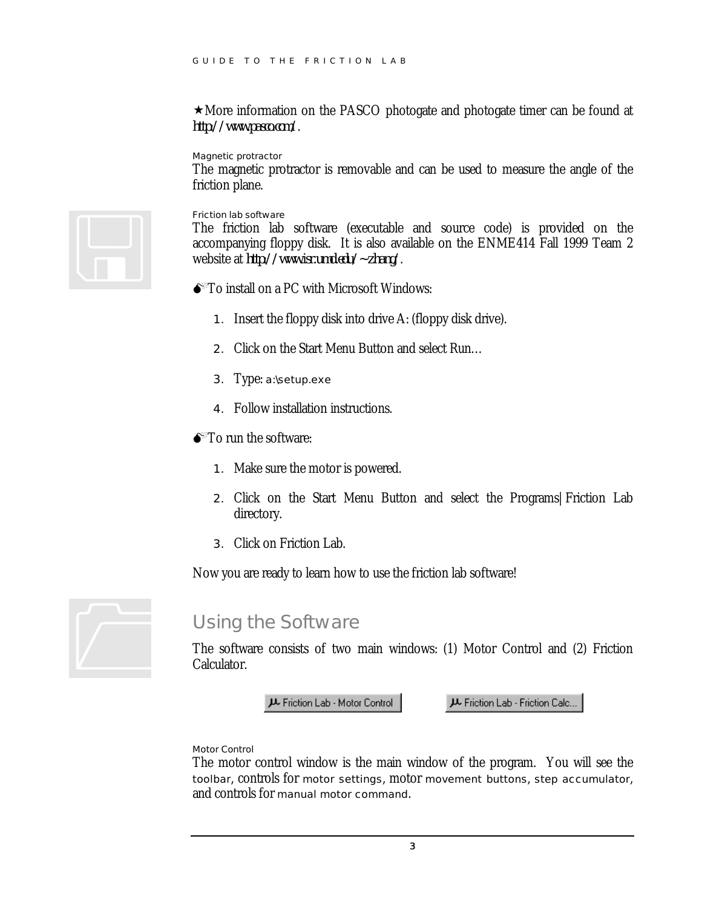★More information on the PASCO photogate and photogate timer can be found at http://www.pasco.com/.

### Magnetic protractor

The magnetic protractor is removable and can be used to measure the angle of the friction plane.

### Friction lab software

The friction lab software (executable and source code) is provided on the accompanying floppy disk. It is also available on the ENME414 Fall 1999 Team 2 website at http://www.isr.umd.edu/~zhang/.

To install on a PC with Microsoft Windows:

1. Insert the floppy disk into drive A: (floppy disk drive).
2. Click on the Start Menu Button and select Run…
3. Type: `a:\setup.exe`
4. Follow installation instructions.

To run the software:

1. Make sure the motor is powered.
2. Click on the Start Menu Button and select the Programs|Friction Lab directory.
3. Click on Friction Lab.

Now you are ready to learn how to use the friction lab software!

## Using the Software

The software consists of two main windows: (1) Motor Control and (2) Friction Calculator.

Friction Lab - Motor Control    Friction Lab - Friction Calc...

### Motor Control

The motor control window is the main window of the program. You will see the toolbar, controls for motor settings, motor movement buttons, step accumulator, and controls for manual motor command.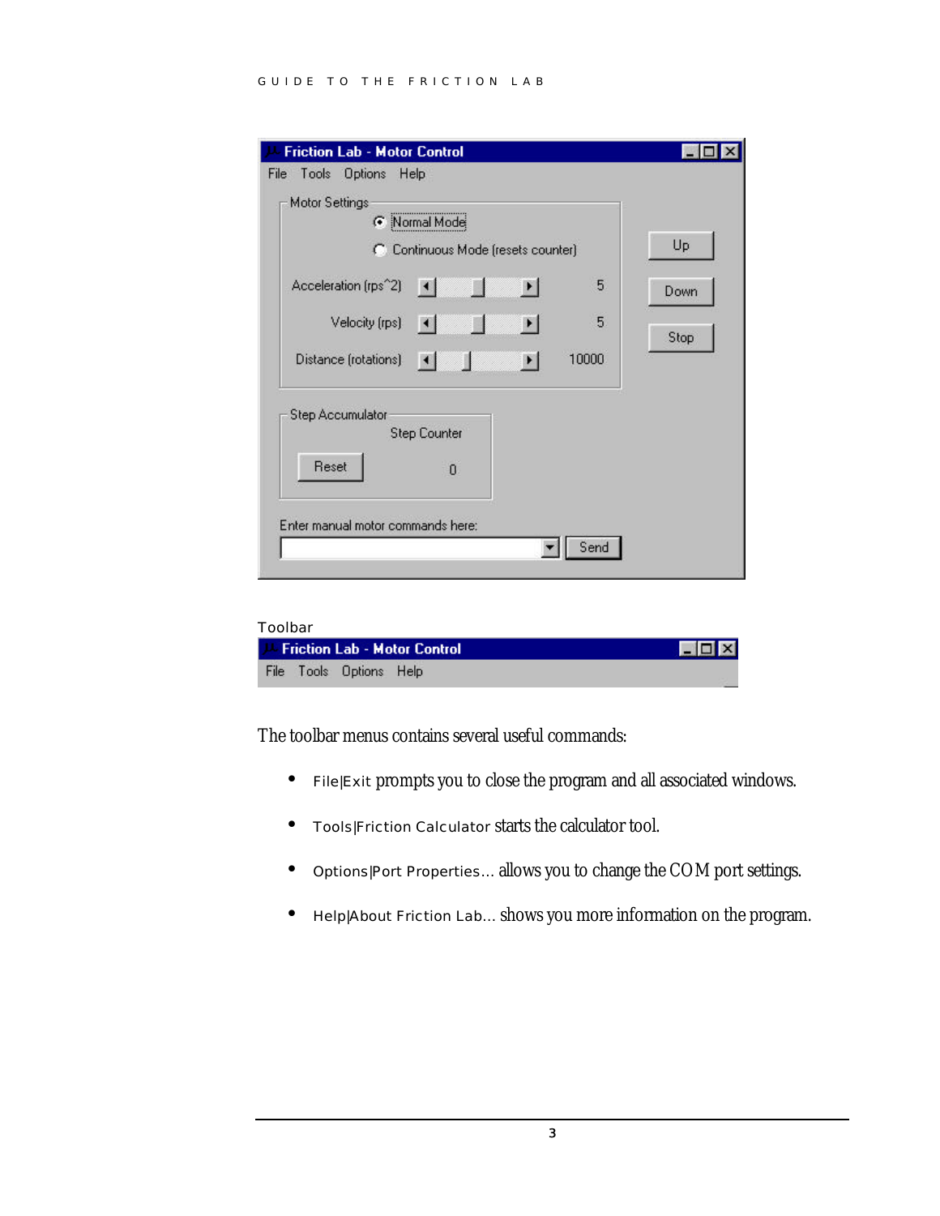Toolbar

The toolbar menus contains several useful commands:

- File|Exit prompts you to close the program and all associated windows.
- Tools|Friction Calculator starts the calculator tool.
- Options|Port Properties… allows you to change the COM port settings.
- Help|About Friction Lab… shows you more information on the program.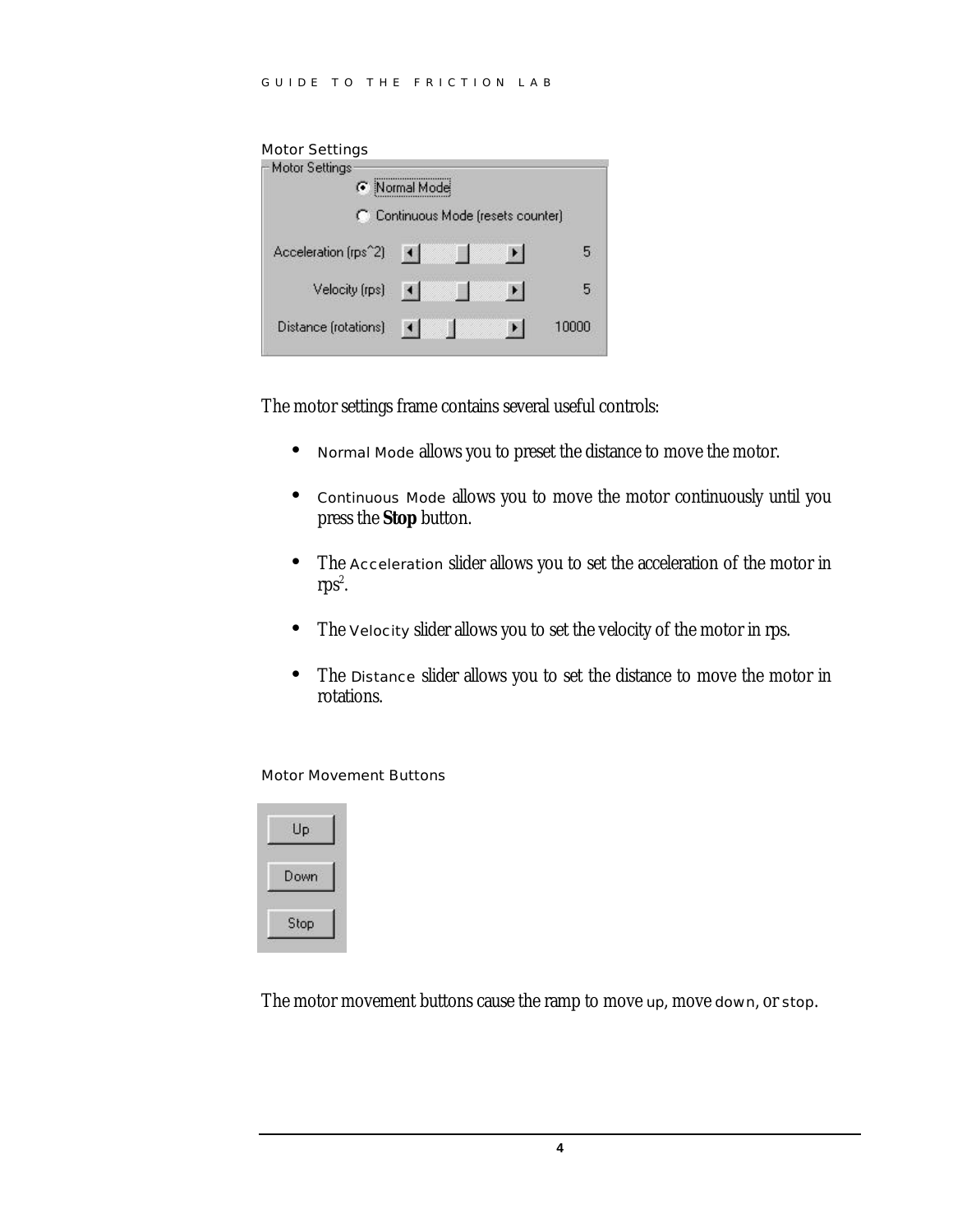#### Motor Settings

The motor settings frame contains several useful controls:

- Normal Mode allows you to preset the distance to move the motor.
- Continuous Mode allows you to move the motor continuously until you press the **Stop** button.
- The Acceleration slider allows you to set the acceleration of the motor in $rps^2$.
- The Velocity slider allows you to set the velocity of the motor in rps.
- The Distance slider allows you to set the distance to move the motor in rotations.

#### Motor Movement Buttons

The motor movement buttons cause the ramp to move up, move down, or stop.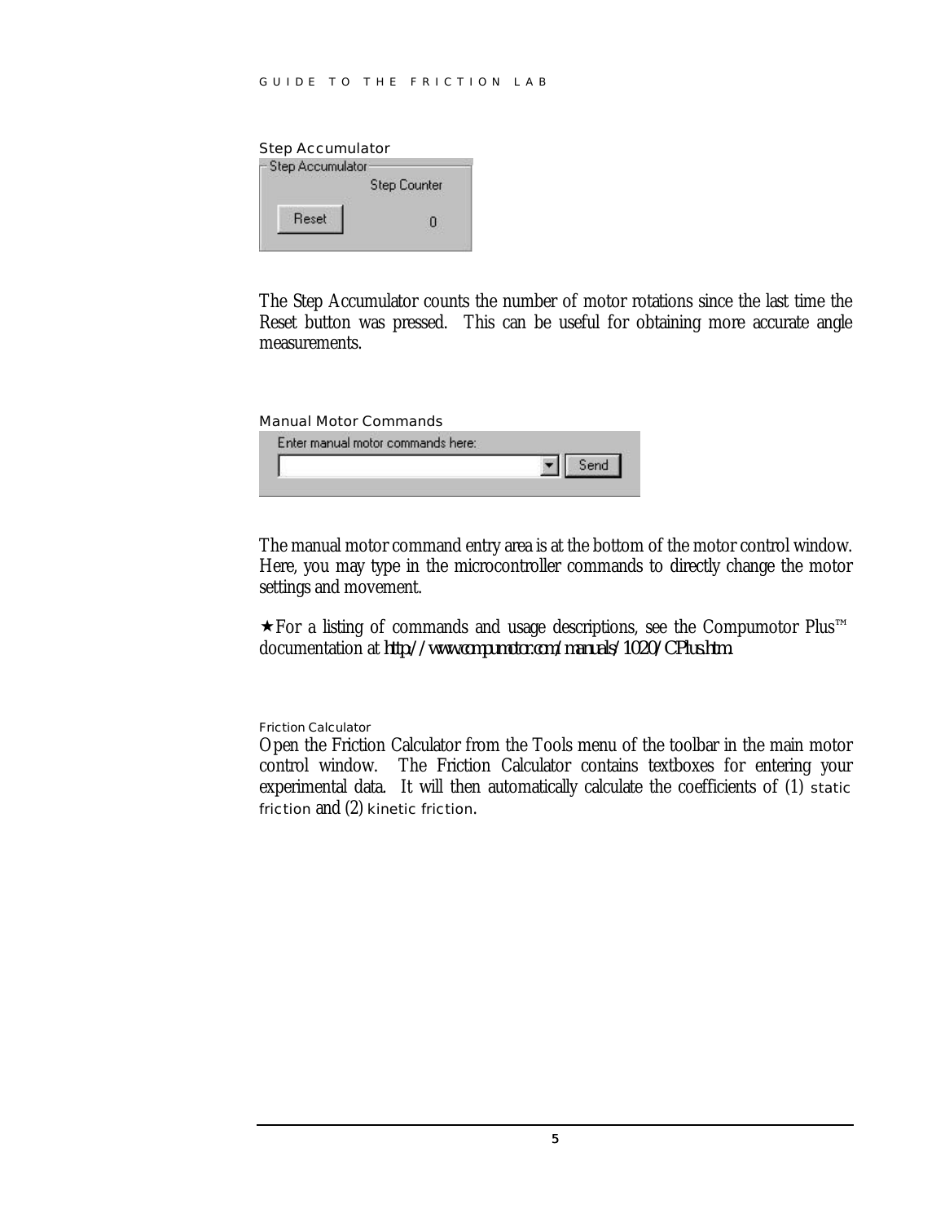### Step Accumulator

The Step Accumulator counts the number of motor rotations since the last time the Reset button was pressed. This can be useful for obtaining more accurate angle measurements.

### Manual Motor Commands

The manual motor command entry area is at the bottom of the motor control window. Here, you may type in the microcontroller commands to directly change the motor settings and movement.

★For a listing of commands and usage descriptions, see the Compumotor Plus™ documentation at http://www.compumotor.com/manuals/1020/CPlus.htm.

#### Friction Calculator

Open the Friction Calculator from the Tools menu of the toolbar in the main motor control window. The Friction Calculator contains textboxes for entering your experimental data. It will then automatically calculate the coefficients of (1) static friction and (2) kinetic friction.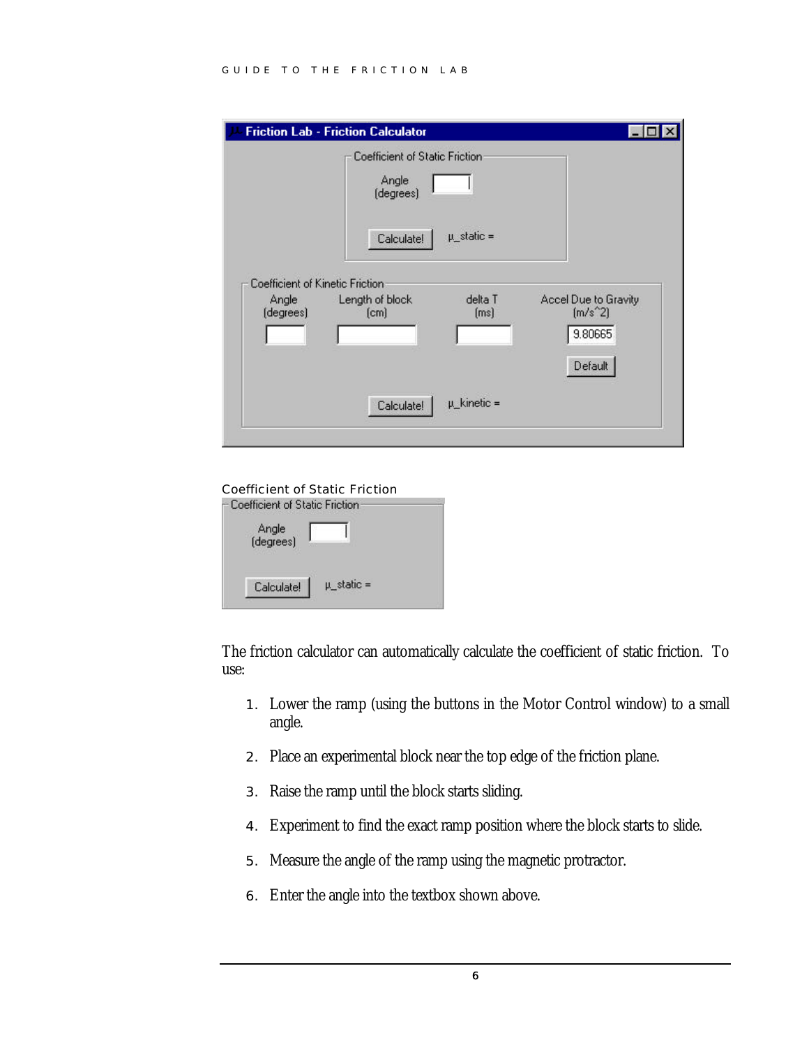## Coefficient of Static Friction

The friction calculator can automatically calculate the coefficient of static friction. To use:

1. Lower the ramp (using the buttons in the Motor Control window) to a small angle.
2. Place an experimental block near the top edge of the friction plane.
3. Raise the ramp until the block starts sliding.
4. Experiment to find the exact ramp position where the block starts to slide.
5. Measure the angle of the ramp using the magnetic protractor.
6. Enter the angle into the textbox shown above.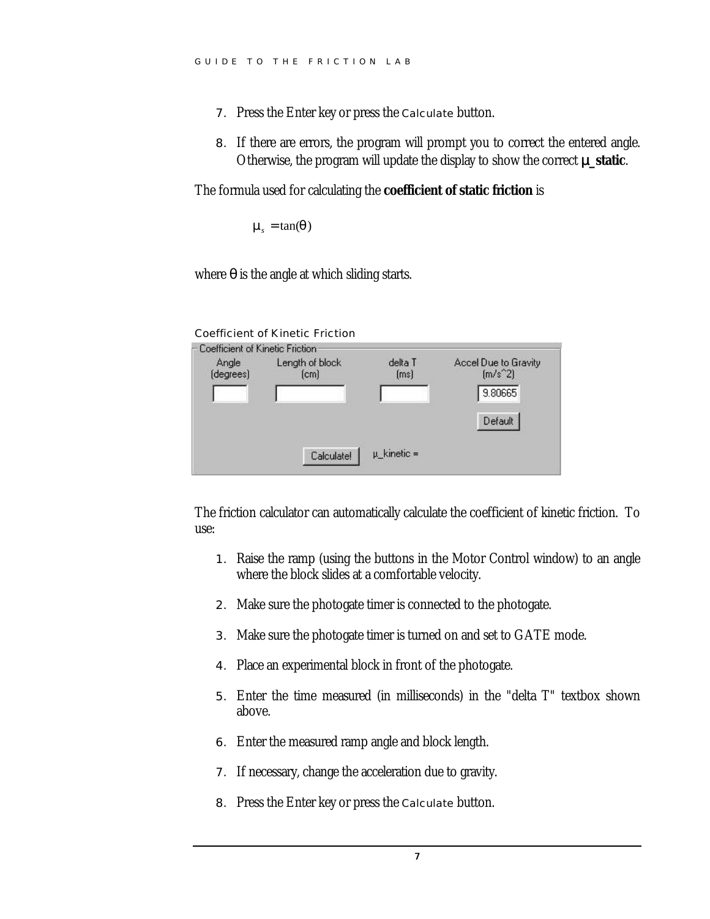7. Press the Enter key or press the Calculate button.

8. If there are errors, the program will prompt you to correct the entered angle. Otherwise, the program will update the display to show the correct **μ_static**.

The formula used for calculating the **coefficient of static friction** is

$$\mu_s = \tan(\theta)$$

where $\theta$ is the angle at which sliding starts.

### Coefficient of Kinetic Friction

Coefficient of Kinetic Friction

| Angle (degrees) | Length of block (cm) | delta T (ms) | Accel Due to Gravity (m/s^2) |
|---|---|---|---|
| | | | 9.80665 |
| | | | Default |
| | Calculate! | μ_kinetic = | |

The friction calculator can automatically calculate the coefficient of kinetic friction. To use:

1. Raise the ramp (using the buttons in the Motor Control window) to an angle where the block slides at a comfortable velocity.

2. Make sure the photogate timer is connected to the photogate.

3. Make sure the photogate timer is turned on and set to GATE mode.

4. Place an experimental block in front of the photogate.

5. Enter the time measured (in milliseconds) in the "delta T" textbox shown above.

6. Enter the measured ramp angle and block length.

7. If necessary, change the acceleration due to gravity.

8. Press the Enter key or press the Calculate button.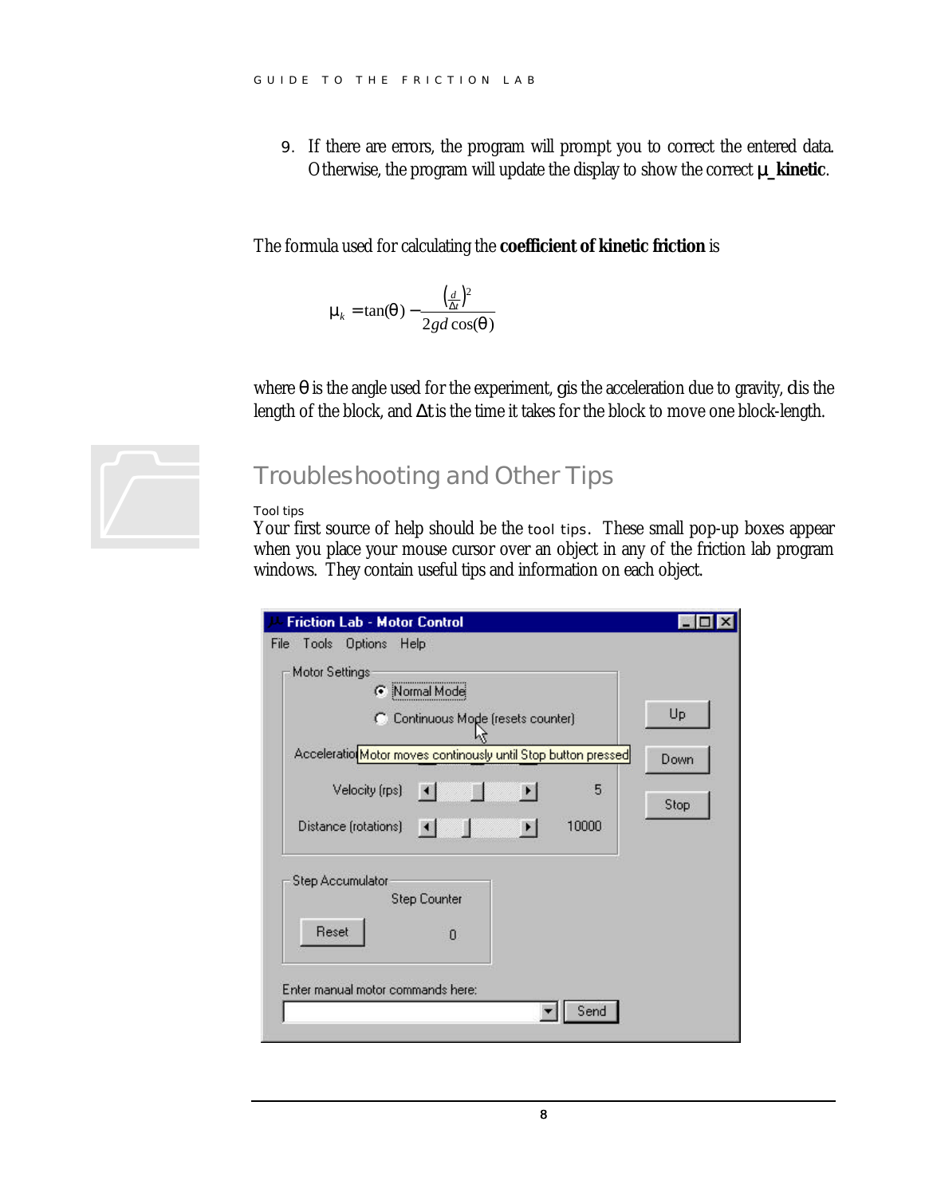9. If there are errors, the program will prompt you to correct the entered data. Otherwise, the program will update the display to show the correct **μ_kinetic**.

The formula used for calculating the **coefficient of kinetic friction** is

$$\mu_k = \tan(\theta) - \frac{\left(\frac{d}{\Delta t}\right)^2}{2gd\cos(\theta)}$$

where $\theta$ is the angle used for the experiment, $g$ is the acceleration due to gravity, $d$ is the length of the block, and $\Delta t$ is the time it takes for the block to move one block-length.

## Troubleshooting and Other Tips

### Tool tips

Your first source of help should be the tool tips. These small pop-up boxes appear when you place your mouse cursor over an object in any of the friction lab program windows. They contain useful tips and information on each object.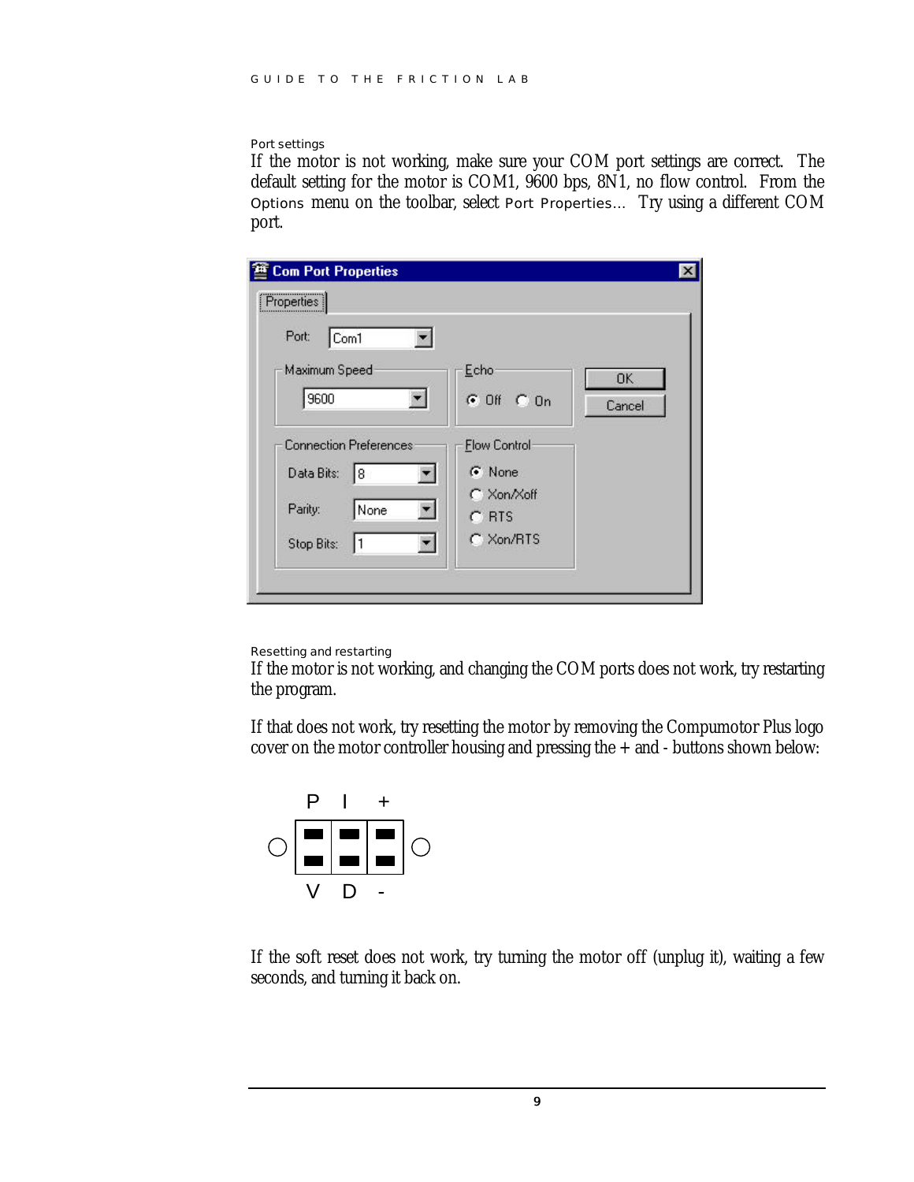### Port settings

If the motor is not working, make sure your COM port settings are correct. The default setting for the motor is COM1, 9600 bps, 8N1, no flow control. From the `Options` menu on the toolbar, select `Port Properties...` Try using a different COM port.

### Resetting and restarting

If the motor is not working, and changing the COM ports does not work, try restarting the program.

If that does not work, try resetting the motor by removing the Compumotor Plus logo cover on the motor controller housing and pressing the + and - buttons shown below:

If the soft reset does not work, try turning the motor off (unplug it), waiting a few seconds, and turning it back on.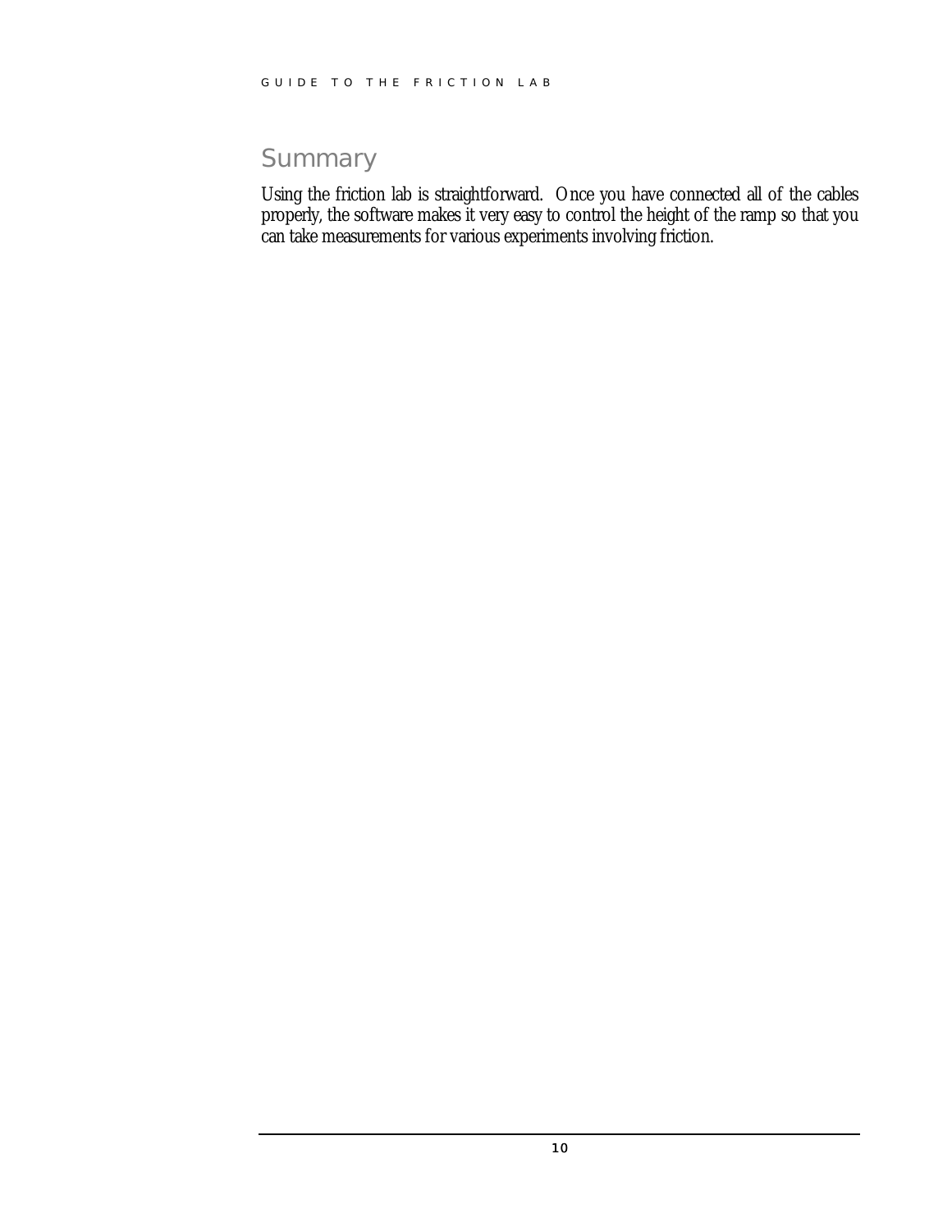## Summary

Using the friction lab is straightforward. Once you have connected all of the cables properly, the software makes it very easy to control the height of the ramp so that you can take measurements for various experiments involving friction.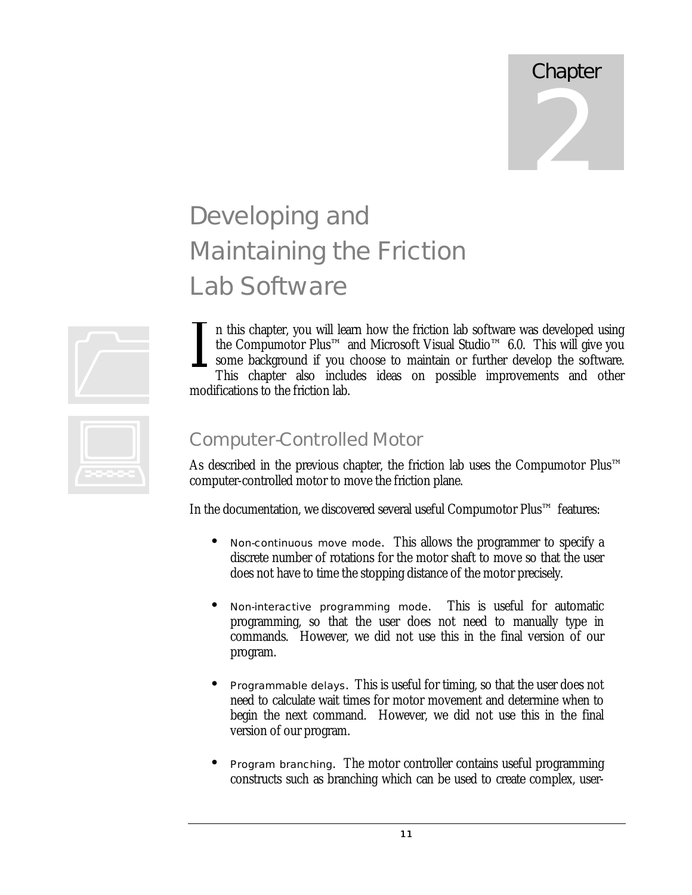# Chapter 2

# Developing and Maintaining the Friction Lab Software

In this chapter, you will learn how the friction lab software was developed using the Compumotor Plus™ and Microsoft Visual Studio™ 6.0. This will give you some background if you choose to maintain or further develop the software. This chapter also includes ideas on possible improvements and other modifications to the friction lab.

## Computer-Controlled Motor

As described in the previous chapter, the friction lab uses the Compumotor Plus™ computer-controlled motor to move the friction plane.

In the documentation, we discovered several useful Compumotor Plus™ features:

- Non-continuous move mode. This allows the programmer to specify a discrete number of rotations for the motor shaft to move so that the user does not have to time the stopping distance of the motor precisely.

- Non-interactive programming mode. This is useful for automatic programming, so that the user does not need to manually type in commands. However, we did not use this in the final version of our program.

- Programmable delays. This is useful for timing, so that the user does not need to calculate wait times for motor movement and determine when to begin the next command. However, we did not use this in the final version of our program.

- Program branching. The motor controller contains useful programming constructs such as branching which can be used to create complex, user-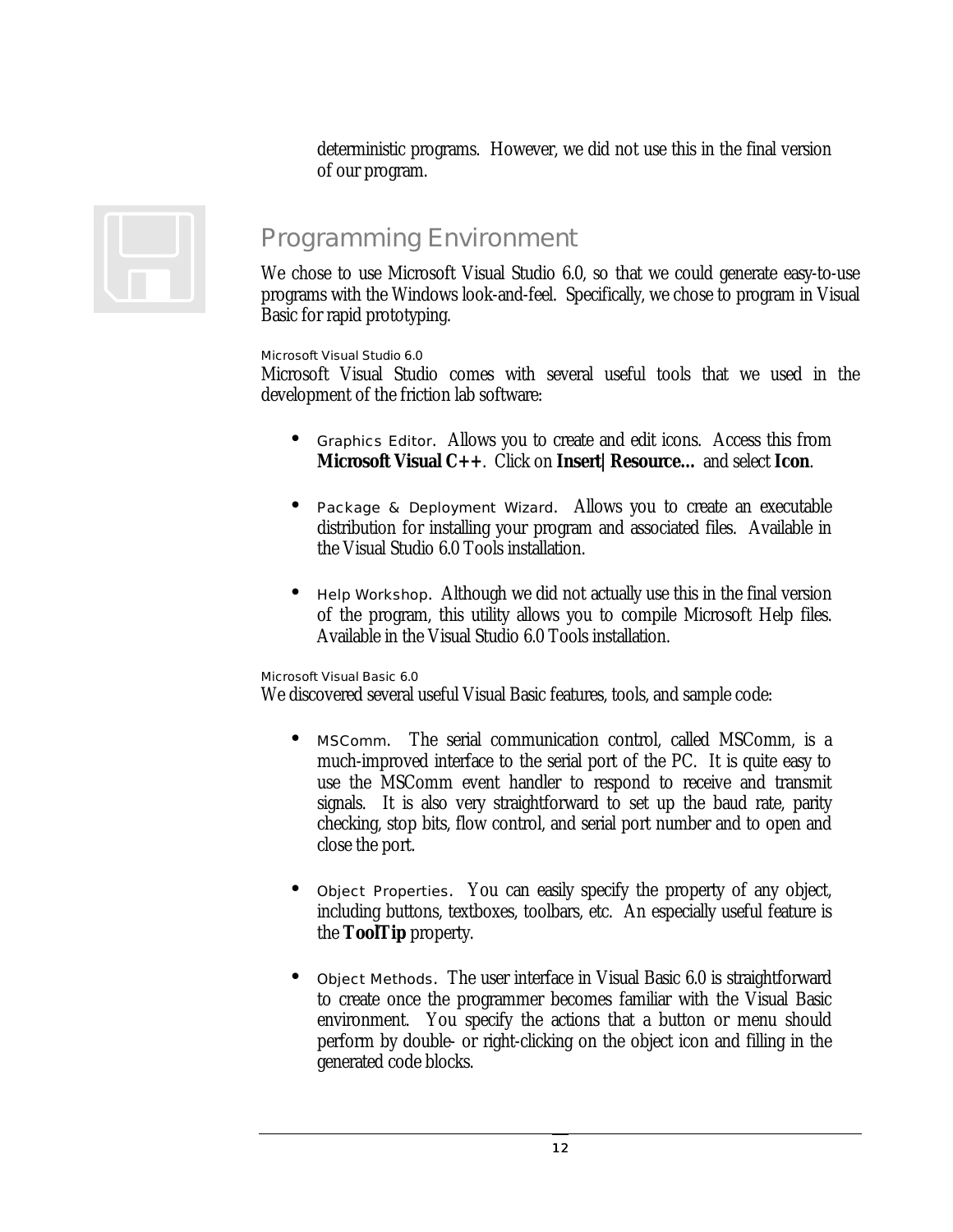deterministic programs. However, we did not use this in the final version of our program.

## Programming Environment

We chose to use Microsoft Visual Studio 6.0, so that we could generate easy-to-use programs with the Windows look-and-feel. Specifically, we chose to program in Visual Basic for rapid prototyping.

#### Microsoft Visual Studio 6.0

Microsoft Visual Studio comes with several useful tools that we used in the development of the friction lab software:

- Graphics Editor. Allows you to create and edit icons. Access this from **Microsoft Visual C++**. Click on **Insert| Resource…** and select **Icon**.

- Package & Deployment Wizard. Allows you to create an executable distribution for installing your program and associated files. Available in the Visual Studio 6.0 Tools installation.

- Help Workshop. Although we did not actually use this in the final version of the program, this utility allows you to compile Microsoft Help files. Available in the Visual Studio 6.0 Tools installation.

#### Microsoft Visual Basic 6.0

We discovered several useful Visual Basic features, tools, and sample code:

- MSComm. The serial communication control, called MSComm, is a much-improved interface to the serial port of the PC. It is quite easy to use the MSComm event handler to respond to receive and transmit signals. It is also very straightforward to set up the baud rate, parity checking, stop bits, flow control, and serial port number and to open and close the port.

- Object Properties. You can easily specify the property of any object, including buttons, textboxes, toolbars, etc. An especially useful feature is the **ToolTip** property.

- Object Methods. The user interface in Visual Basic 6.0 is straightforward to create once the programmer becomes familiar with the Visual Basic environment. You specify the actions that a button or menu should perform by double- or right-clicking on the object icon and filling in the generated code blocks.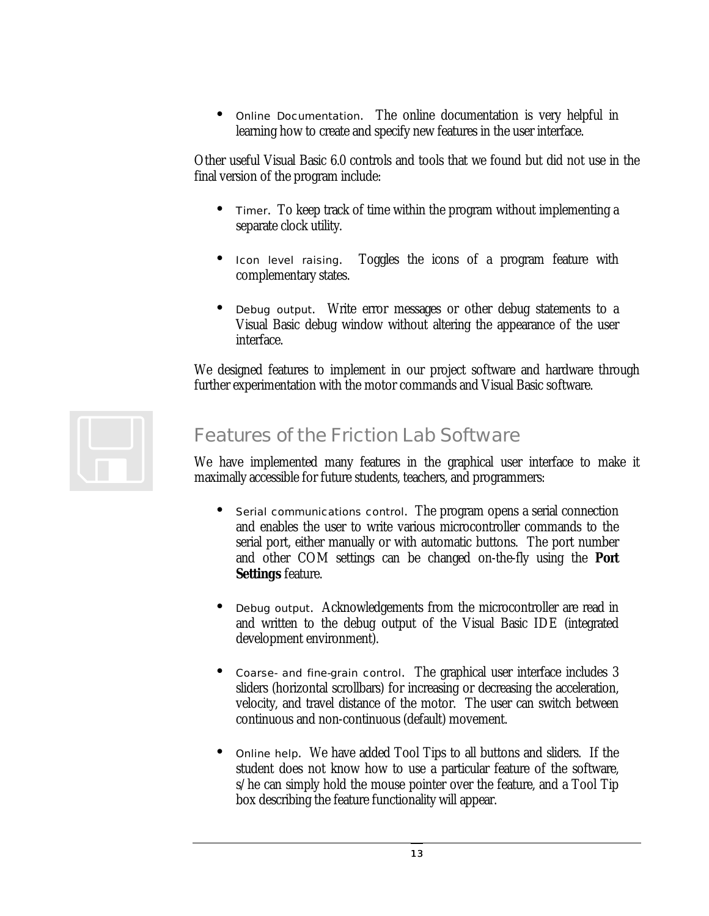- Online Documentation. The online documentation is very helpful in learning how to create and specify new features in the user interface.

Other useful Visual Basic 6.0 controls and tools that we found but did not use in the final version of the program include:

- Timer. To keep track of time within the program without implementing a separate clock utility.

- Icon level raising. Toggles the icons of a program feature with complementary states.

- Debug output. Write error messages or other debug statements to a Visual Basic debug window without altering the appearance of the user interface.

We designed features to implement in our project software and hardware through further experimentation with the motor commands and Visual Basic software.

## Features of the Friction Lab Software

We have implemented many features in the graphical user interface to make it maximally accessible for future students, teachers, and programmers:

- Serial communications control. The program opens a serial connection and enables the user to write various microcontroller commands to the serial port, either manually or with automatic buttons. The port number and other COM settings can be changed on-the-fly using the **Port Settings** feature.

- Debug output. Acknowledgements from the microcontroller are read in and written to the debug output of the Visual Basic IDE (integrated development environment).

- Coarse- and fine-grain control. The graphical user interface includes 3 sliders (horizontal scrollbars) for increasing or decreasing the acceleration, velocity, and travel distance of the motor. The user can switch between continuous and non-continuous (default) movement.

- Online help. We have added Tool Tips to all buttons and sliders. If the student does not know how to use a particular feature of the software, s/he can simply hold the mouse pointer over the feature, and a Tool Tip box describing the feature functionality will appear.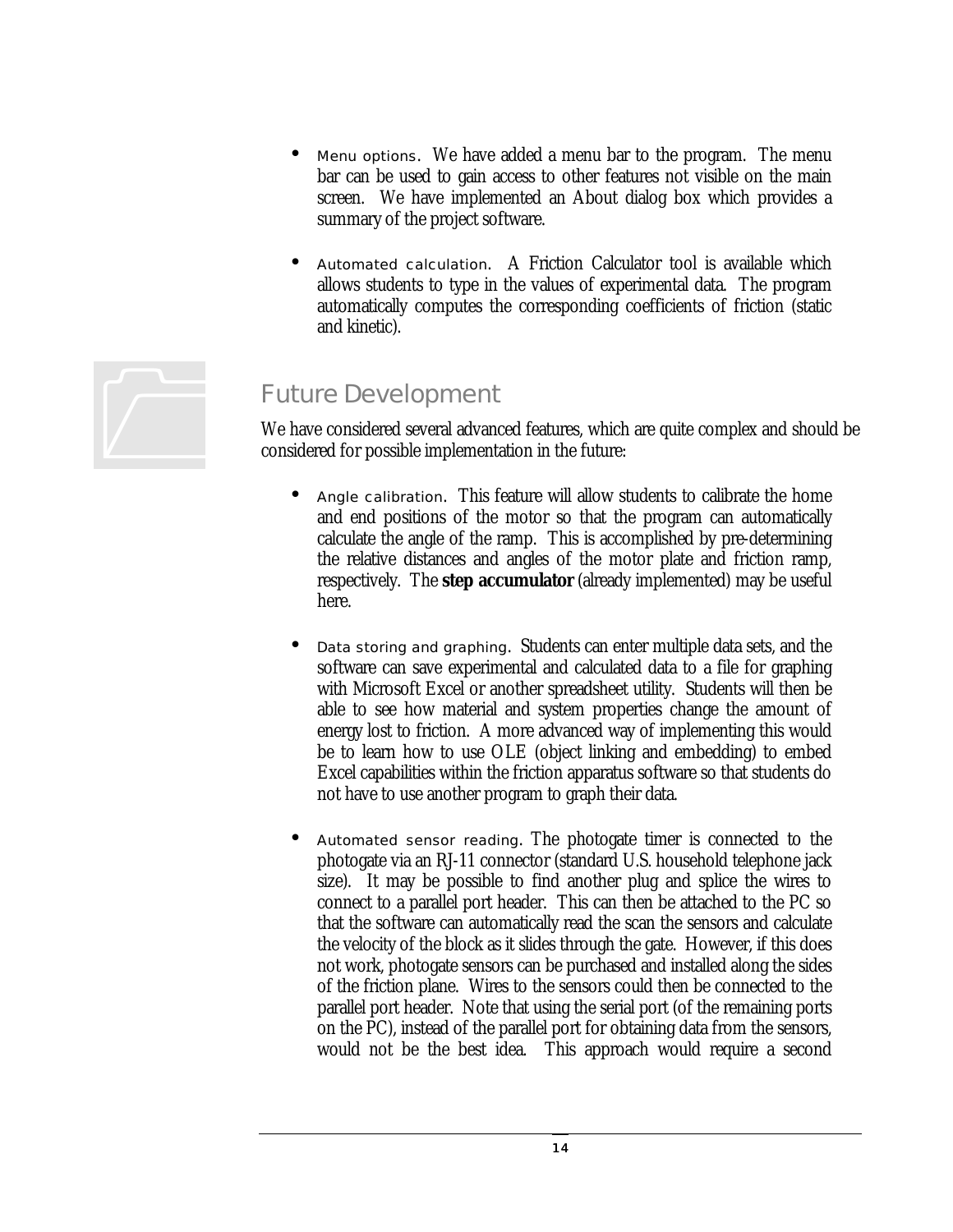- Menu options. We have added a menu bar to the program. The menu bar can be used to gain access to other features not visible on the main screen. We have implemented an About dialog box which provides a summary of the project software.

- Automated calculation. A Friction Calculator tool is available which allows students to type in the values of experimental data. The program automatically computes the corresponding coefficients of friction (static and kinetic).

## Future Development

We have considered several advanced features, which are quite complex and should be considered for possible implementation in the future:

- Angle calibration. This feature will allow students to calibrate the home and end positions of the motor so that the program can automatically calculate the angle of the ramp. This is accomplished by pre-determining the relative distances and angles of the motor plate and friction ramp, respectively. The **step accumulator** (already implemented) may be useful here.

- Data storing and graphing. Students can enter multiple data sets, and the software can save experimental and calculated data to a file for graphing with Microsoft Excel or another spreadsheet utility. Students will then be able to see how material and system properties change the amount of energy lost to friction. A more advanced way of implementing this would be to learn how to use OLE (object linking and embedding) to embed Excel capabilities within the friction apparatus software so that students do not have to use another program to graph their data.

- Automated sensor reading. The photogate timer is connected to the photogate via an RJ-11 connector (standard U.S. household telephone jack size). It may be possible to find another plug and splice the wires to connect to a parallel port header. This can then be attached to the PC so that the software can automatically read the scan the sensors and calculate the velocity of the block as it slides through the gate. However, if this does not work, photogate sensors can be purchased and installed along the sides of the friction plane. Wires to the sensors could then be connected to the parallel port header. Note that using the serial port (of the remaining ports on the PC), instead of the parallel port for obtaining data from the sensors, would not be the best idea. This approach would require a second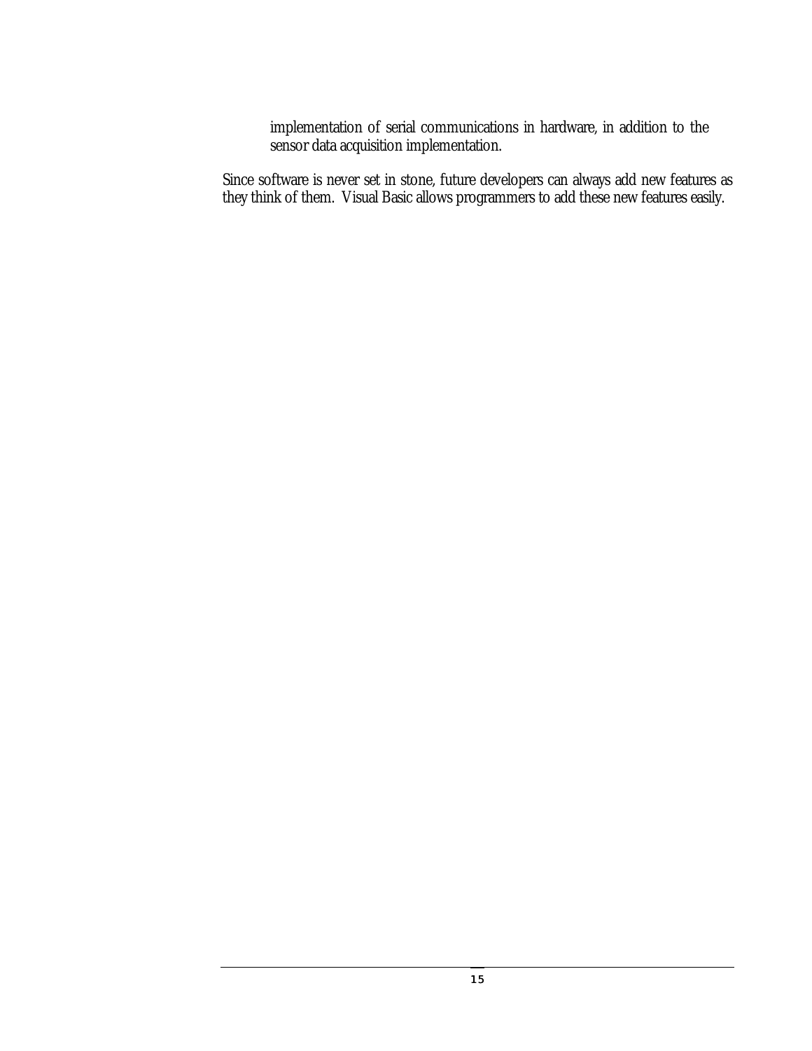implementation of serial communications in hardware, in addition to the sensor data acquisition implementation.

Since software is never set in stone, future developers can always add new features as they think of them. Visual Basic allows programmers to add these new features easily.